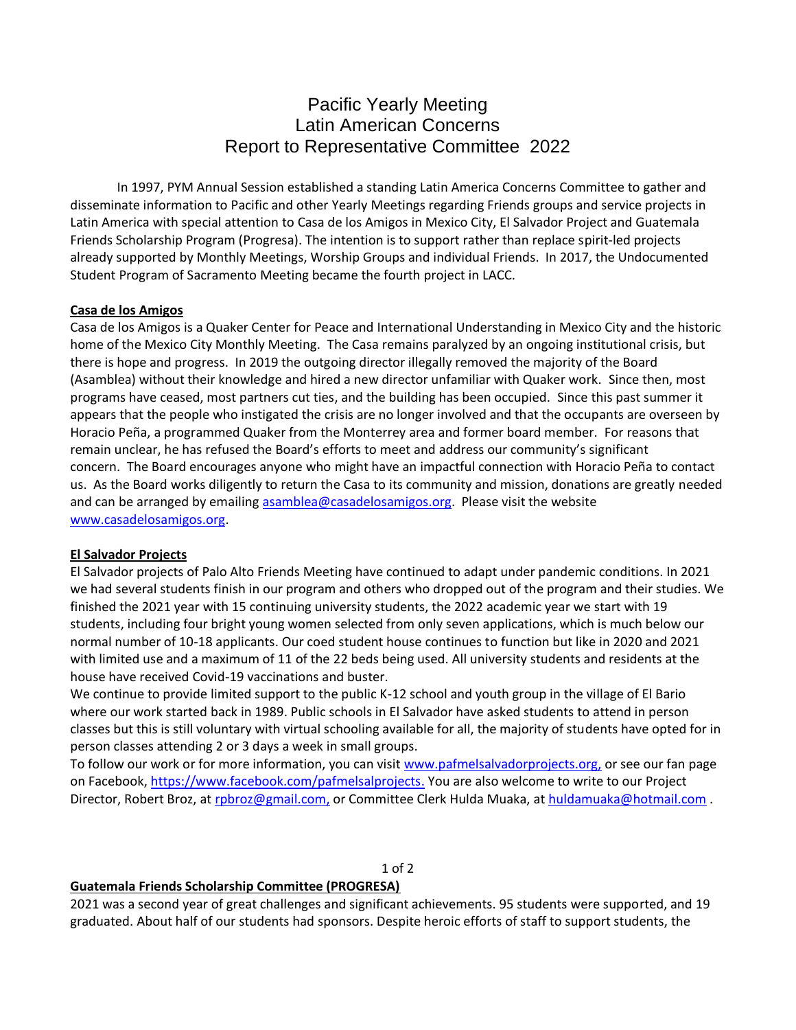# Pacific Yearly Meeting
# Latin American Concerns
# Report to Representative Committee 2022

In 1997, PYM Annual Session established a standing Latin America Concerns Committee to gather and disseminate information to Pacific and other Yearly Meetings regarding Friends groups and service projects in Latin America with special attention to Casa de los Amigos in Mexico City, El Salvador Project and Guatemala Friends Scholarship Program (Progresa). The intention is to support rather than replace spirit-led projects already supported by Monthly Meetings, Worship Groups and individual Friends. In 2017, the Undocumented Student Program of Sacramento Meeting became the fourth project in LACC.

## Casa de los Amigos

Casa de los Amigos is a Quaker Center for Peace and International Understanding in Mexico City and the historic home of the Mexico City Monthly Meeting. The Casa remains paralyzed by an ongoing institutional crisis, but there is hope and progress. In 2019 the outgoing director illegally removed the majority of the Board (Asamblea) without their knowledge and hired a new director unfamiliar with Quaker work. Since then, most programs have ceased, most partners cut ties, and the building has been occupied. Since this past summer it appears that the people who instigated the crisis are no longer involved and that the occupants are overseen by Horacio Peña, a programmed Quaker from the Monterrey area and former board member. For reasons that remain unclear, he has refused the Board's efforts to meet and address our community's significant concern. The Board encourages anyone who might have an impactful connection with Horacio Peña to contact us. As the Board works diligently to return the Casa to its community and mission, donations are greatly needed and can be arranged by emailing asamblea@casadelosamigos.org. Please visit the website www.casadelosamigos.org.

## El Salvador Projects

El Salvador projects of Palo Alto Friends Meeting have continued to adapt under pandemic conditions. In 2021 we had several students finish in our program and others who dropped out of the program and their studies. We finished the 2021 year with 15 continuing university students, the 2022 academic year we start with 19 students, including four bright young women selected from only seven applications, which is much below our normal number of 10-18 applicants. Our coed student house continues to function but like in 2020 and 2021 with limited use and a maximum of 11 of the 22 beds being used. All university students and residents at the house have received Covid-19 vaccinations and buster.

We continue to provide limited support to the public K-12 school and youth group in the village of El Bario where our work started back in 1989. Public schools in El Salvador have asked students to attend in person classes but this is still voluntary with virtual schooling available for all, the majority of students have opted for in person classes attending 2 or 3 days a week in small groups.

To follow our work or for more information, you can visit www.pafmelsalvadorprojects.org, or see our fan page on Facebook, https://www.facebook.com/pafmelsalprojects. You are also welcome to write to our Project Director, Robert Broz, at rpbroz@gmail.com, or Committee Clerk Hulda Muaka, at huldamuaka@hotmail.com .

## Guatemala Friends Scholarship Committee (PROGRESA)

2021 was a second year of great challenges and significant achievements. 95 students were supported, and 19 graduated. About half of our students had sponsors. Despite heroic efforts of staff to support students, the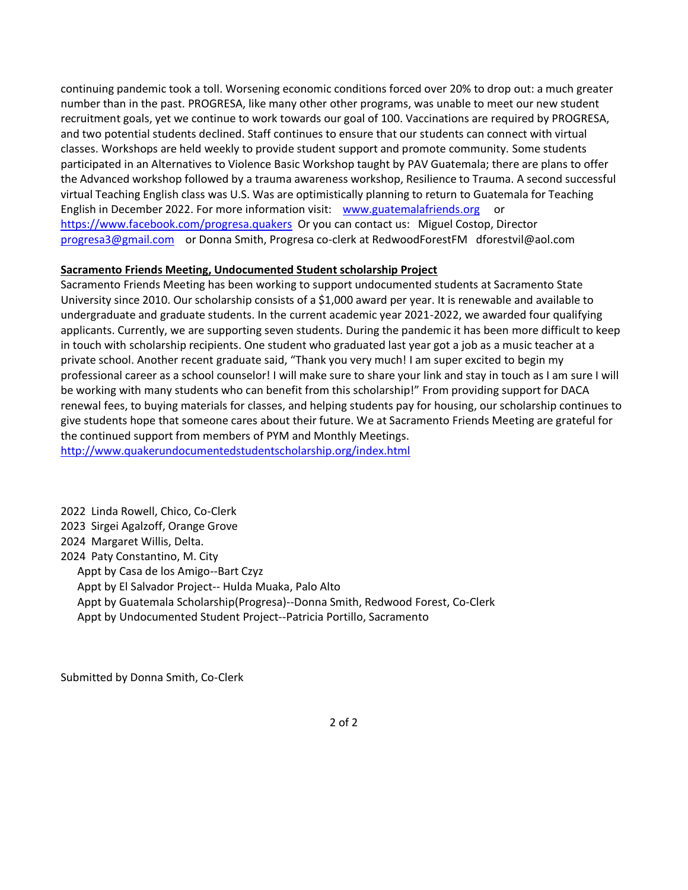continuing pandemic took a toll. Worsening economic conditions forced over 20% to drop out: a much greater number than in the past. PROGRESA, like many other other programs, was unable to meet our new student recruitment goals, yet we continue to work towards our goal of 100. Vaccinations are required by PROGRESA, and two potential students declined. Staff continues to ensure that our students can connect with virtual classes. Workshops are held weekly to provide student support and promote community. Some students participated in an Alternatives to Violence Basic Workshop taught by PAV Guatemala; there are plans to offer the Advanced workshop followed by a trauma awareness workshop, Resilience to Trauma. A second successful virtual Teaching English class was U.S. Was are optimistically planning to return to Guatemala for Teaching English in December 2022. For more information visit: [www.guatemalafriends.org](www.guatemalafriends.org) or [https://www.facebook.com/progresa.quakers](https://www.facebook.com/progresa.quakers) Or you can contact us: Miguel Costop, Director [progresa3@gmail.com](mailto:progresa3@gmail.com) or Donna Smith, Progresa co-clerk at RedwoodForestFM dforestvil@aol.com

**Sacramento Friends Meeting, Undocumented Student scholarship Project**

Sacramento Friends Meeting has been working to support undocumented students at Sacramento State University since 2010. Our scholarship consists of a $1,000 award per year. It is renewable and available to undergraduate and graduate students. In the current academic year 2021-2022, we awarded four qualifying applicants. Currently, we are supporting seven students. During the pandemic it has been more difficult to keep in touch with scholarship recipients. One student who graduated last year got a job as a music teacher at a private school. Another recent graduate said, "Thank you very much! I am super excited to begin my professional career as a school counselor! I will make sure to share your link and stay in touch as I am sure I will be working with many students who can benefit from this scholarship!" From providing support for DACA renewal fees, to buying materials for classes, and helping students pay for housing, our scholarship continues to give students hope that someone cares about their future. We at Sacramento Friends Meeting are grateful for the continued support from members of PYM and Monthly Meetings.
[http://www.quakerundocumentedstudentscholarship.org/index.html](http://www.quakerundocumentedstudentscholarship.org/index.html)

2022 Linda Rowell, Chico, Co-Clerk
2023 Sirgei Agalzoff, Orange Grove
2024 Margaret Willis, Delta.
2024 Paty Constantino, M. City
Appt by Casa de los Amigo--Bart Czyz
Appt by El Salvador Project-- Hulda Muaka, Palo Alto
Appt by Guatemala Scholarship(Progresa)--Donna Smith, Redwood Forest, Co-Clerk
Appt by Undocumented Student Project--Patricia Portillo, Sacramento

Submitted by Donna Smith, Co-Clerk